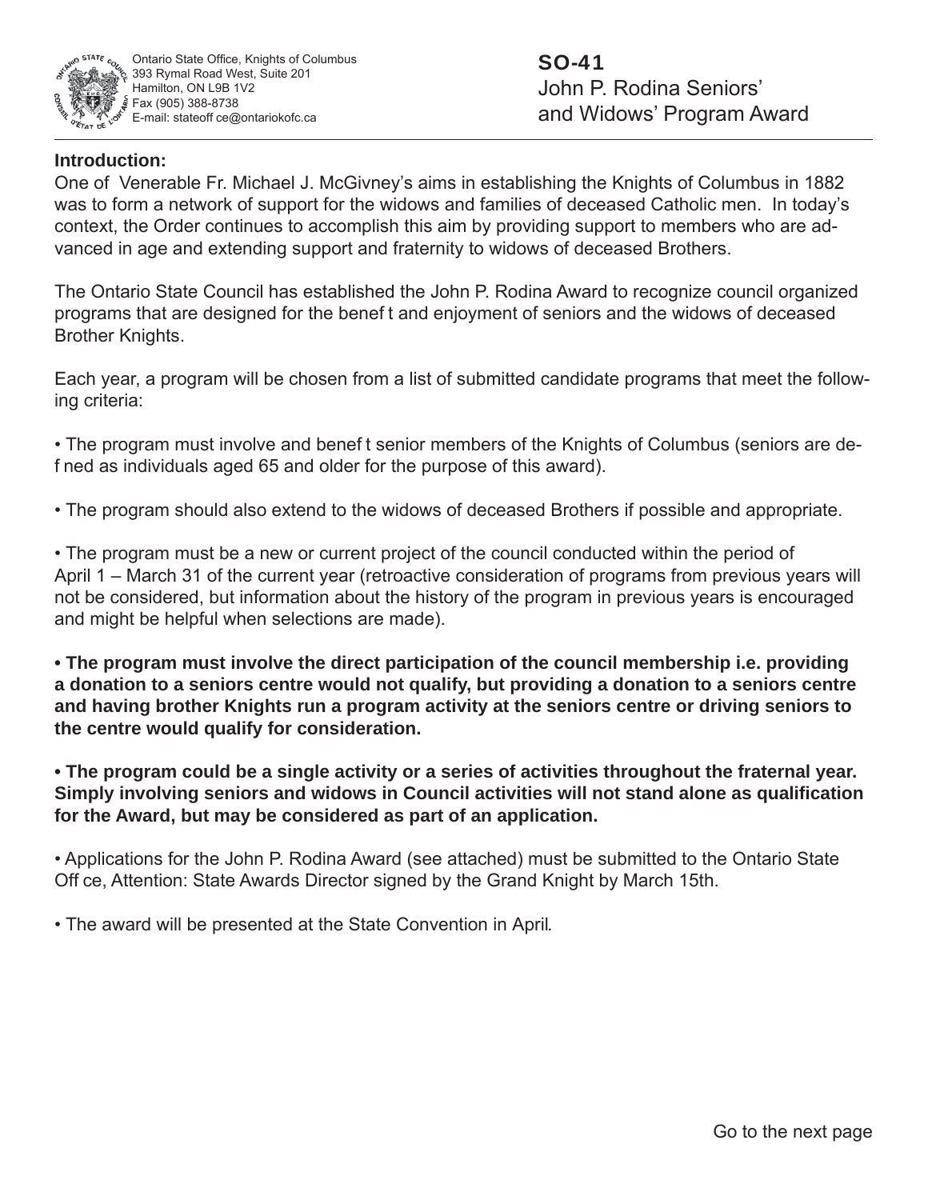Ontario State Office, Knights of Columbus
393 Rymal Road West, Suite 201
Hamilton, ON L9B 1V2
Fax (905) 388-8738
E-mail: stateoffice@ontariokofc.ca

# SO-41
# John P. Rodina Seniors' and Widows' Program Award

**Introduction:**

One of Venerable Fr. Michael J. McGivney's aims in establishing the Knights of Columbus in 1882 was to form a network of support for the widows and families of deceased Catholic men. In today's context, the Order continues to accomplish this aim by providing support to members who are advanced in age and extending support and fraternity to widows of deceased Brothers.

The Ontario State Council has established the John P. Rodina Award to recognize council organized programs that are designed for the benefit and enjoyment of seniors and the widows of deceased Brother Knights.

Each year, a program will be chosen from a list of submitted candidate programs that meet the following criteria:

• The program must involve and benefit senior members of the Knights of Columbus (seniors are defined as individuals aged 65 and older for the purpose of this award).

• The program should also extend to the widows of deceased Brothers if possible and appropriate.

• The program must be a new or current project of the council conducted within the period of April 1 – March 31 of the current year (retroactive consideration of programs from previous years will not be considered, but information about the history of the program in previous years is encouraged and might be helpful when selections are made).

**• The program must involve the direct participation of the council membership i.e. providing a donation to a seniors centre would not qualify, but providing a donation to a seniors centre and having brother Knights run a program activity at the seniors centre or driving seniors to the centre would qualify for consideration.**

**• The program could be a single activity or a series of activities throughout the fraternal year. Simply involving seniors and widows in Council activities will not stand alone as qualification for the Award, but may be considered as part of an application.**

• Applications for the John P. Rodina Award (see attached) must be submitted to the Ontario State Office, Attention: State Awards Director signed by the Grand Knight by March 15th.

• The award will be presented at the State Convention in April.

Go to the next page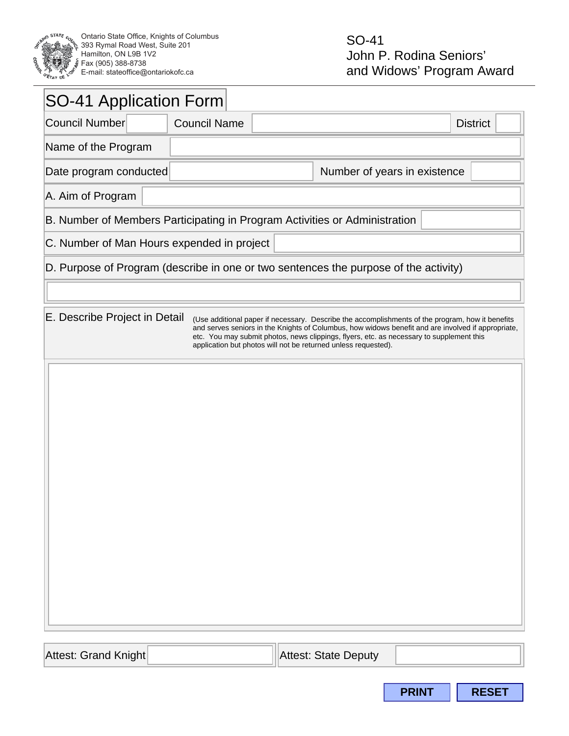Ontario State Office, Knights of Columbus
393 Rymal Road West, Suite 201
Hamilton, ON L9B 1V2
Fax (905) 388-8738
E-mail: stateoffice@ontariokofc.ca

SO-41
John P. Rodina Seniors' and Widows' Program Award

# SO-41 Application Form

Council Number | Council Name | District

Name of the Program

Date program conducted | Number of years in existence

A. Aim of Program

B. Number of Members Participating in Program Activities or Administration

C. Number of Man Hours expended in project

D. Purpose of Program (describe in one or two sentences the purpose of the activity)

E. Describe Project in Detail (Use additional paper if necessary. Describe the accomplishments of the program, how it benefits and serves seniors in the Knights of Columbus, how widows benefit and are involved if appropriate, etc. You may submit photos, news clippings, flyers, etc. as necessary to supplement this application but photos will not be returned unless requested).

Attest: Grand Knight | Attest: State Deputy

PRINT | RESET